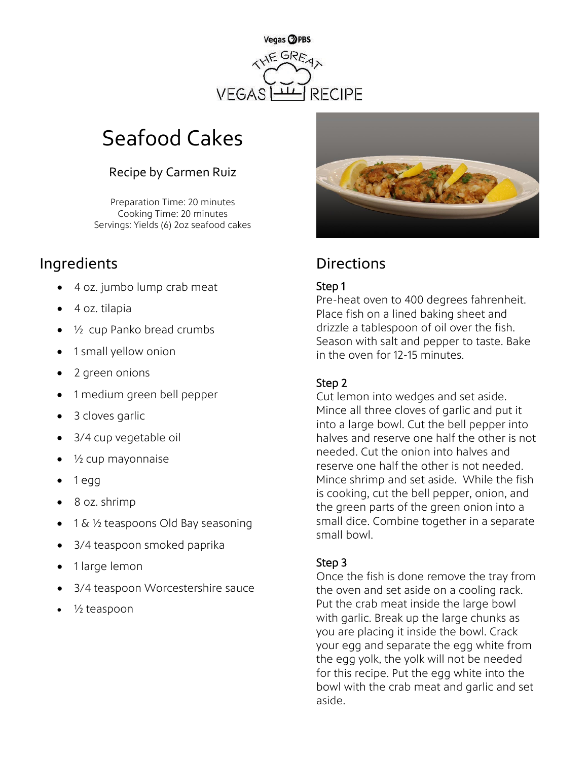Vegas PBS

THE GREAT VEGAS RECIPE

# Seafood Cakes

Recipe by Carmen Ruiz

Preparation Time: 20 minutes
Cooking Time: 20 minutes
Servings: Yields (6) 2oz seafood cakes

## Ingredients

- 4 oz. jumbo lump crab meat
- 4 oz. tilapia
- ½ cup Panko bread crumbs
- 1 small yellow onion
- 2 green onions
- 1 medium green bell pepper
- 3 cloves garlic
- 3/4 cup vegetable oil
- ½ cup mayonnaise
- 1 egg
- 8 oz. shrimp
- 1 & ½ teaspoons Old Bay seasoning
- 3/4 teaspoon smoked paprika
- 1 large lemon
- 3/4 teaspoon Worcestershire sauce
- ½ teaspoon

## Directions

### Step 1

Pre-heat oven to 400 degrees fahrenheit. Place fish on a lined baking sheet and drizzle a tablespoon of oil over the fish. Season with salt and pepper to taste. Bake in the oven for 12-15 minutes.

### Step 2

Cut lemon into wedges and set aside. Mince all three cloves of garlic and put it into a large bowl. Cut the bell pepper into halves and reserve one half the other is not needed. Cut the onion into halves and reserve one half the other is not needed. Mince shrimp and set aside. While the fish is cooking, cut the bell pepper, onion, and the green parts of the green onion into a small dice. Combine together in a separate small bowl.

### Step 3

Once the fish is done remove the tray from the oven and set aside on a cooling rack. Put the crab meat inside the large bowl with garlic. Break up the large chunks as you are placing it inside the bowl. Crack your egg and separate the egg white from the egg yolk, the yolk will not be needed for this recipe. Put the egg white into the bowl with the crab meat and garlic and set aside.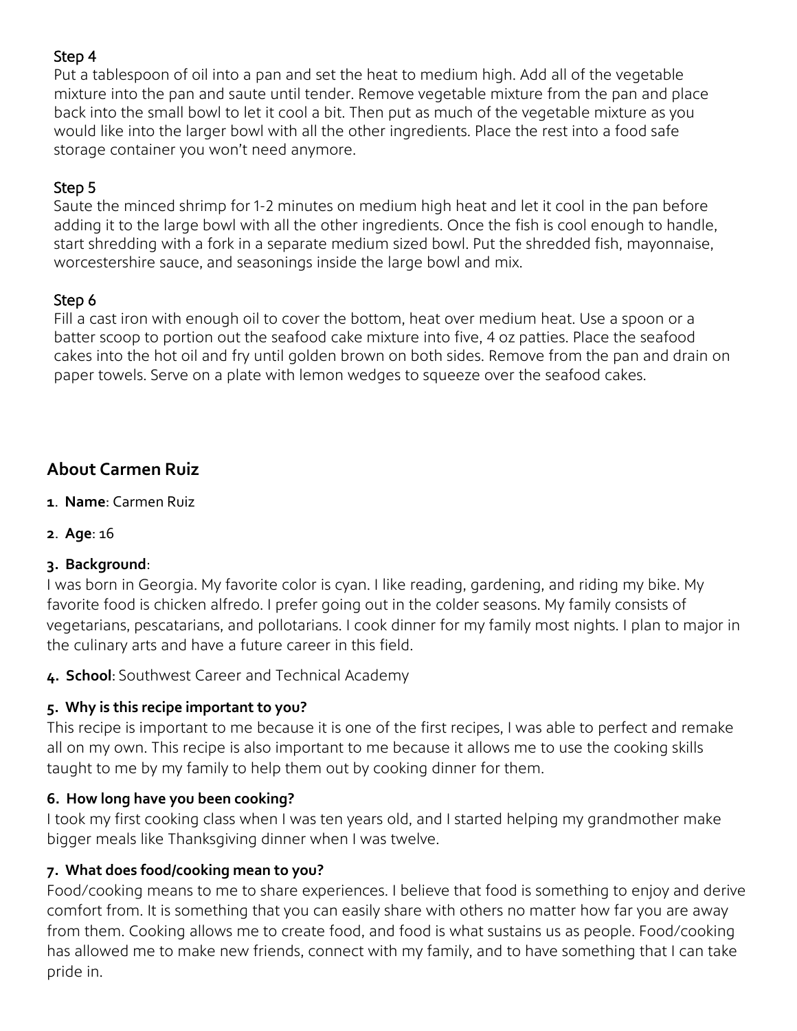### Step 4

Put a tablespoon of oil into a pan and set the heat to medium high. Add all of the vegetable mixture into the pan and saute until tender. Remove vegetable mixture from the pan and place back into the small bowl to let it cool a bit. Then put as much of the vegetable mixture as you would like into the larger bowl with all the other ingredients. Place the rest into a food safe storage container you won't need anymore.

### Step 5

Saute the minced shrimp for 1-2 minutes on medium high heat and let it cool in the pan before adding it to the large bowl with all the other ingredients. Once the fish is cool enough to handle, start shredding with a fork in a separate medium sized bowl. Put the shredded fish, mayonnaise, worcestershire sauce, and seasonings inside the large bowl and mix.

### Step 6

Fill a cast iron with enough oil to cover the bottom, heat over medium heat. Use a spoon or a batter scoop to portion out the seafood cake mixture into five, 4 oz patties. Place the seafood cakes into the hot oil and fry until golden brown on both sides. Remove from the pan and drain on paper towels. Serve on a plate with lemon wedges to squeeze over the seafood cakes.

## About Carmen Ruiz

1. **Name**: Carmen Ruiz

2. **Age**: 16

3. **Background**:

I was born in Georgia. My favorite color is cyan. I like reading, gardening, and riding my bike. My favorite food is chicken alfredo. I prefer going out in the colder seasons. My family consists of vegetarians, pescatarians, and pollotarians. I cook dinner for my family most nights. I plan to major in the culinary arts and have a future career in this field.

4. **School**: Southwest Career and Technical Academy

5. **Why is this recipe important to you?**

This recipe is important to me because it is one of the first recipes, I was able to perfect and remake all on my own. This recipe is also important to me because it allows me to use the cooking skills taught to me by my family to help them out by cooking dinner for them.

6. **How long have you been cooking?**

I took my first cooking class when I was ten years old, and I started helping my grandmother make bigger meals like Thanksgiving dinner when I was twelve.

7. **What does food/cooking mean to you?**

Food/cooking means to me to share experiences. I believe that food is something to enjoy and derive comfort from. It is something that you can easily share with others no matter how far you are away from them. Cooking allows me to create food, and food is what sustains us as people. Food/cooking has allowed me to make new friends, connect with my family, and to have something that I can take pride in.